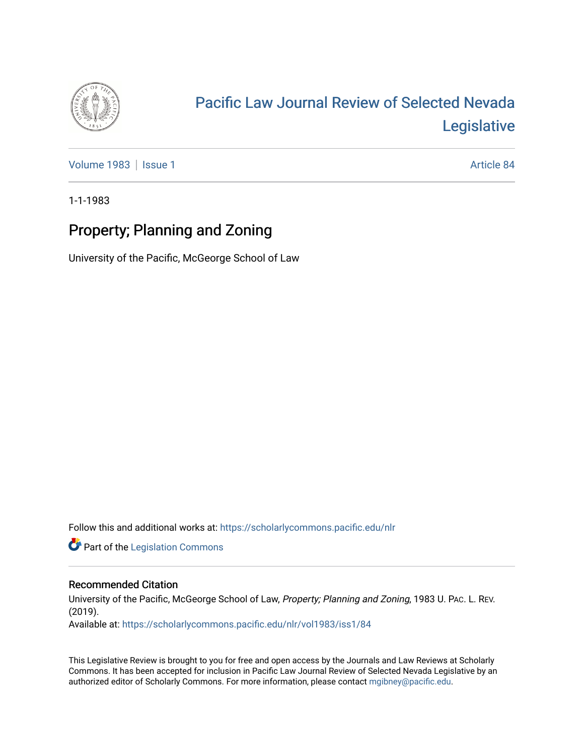# Pacific Law Journal Review of Selected Nevada Legislative

Volume 1983 | Issue 1 Article 84

1-1-1983

## Property; Planning and Zoning

University of the Pacific, McGeorge School of Law

Follow this and additional works at: https://scholarlycommons.pacific.edu/nlr

Part of the Legislation Commons

### Recommended Citation

University of the Pacific, McGeorge School of Law, *Property; Planning and Zoning*, 1983 U. PAC. L. REV. (2019).
Available at: https://scholarlycommons.pacific.edu/nlr/vol1983/iss1/84

This Legislative Review is brought to you for free and open access by the Journals and Law Reviews at Scholarly Commons. It has been accepted for inclusion in Pacific Law Journal Review of Selected Nevada Legislative by an authorized editor of Scholarly Commons. For more information, please contact mgibney@pacific.edu.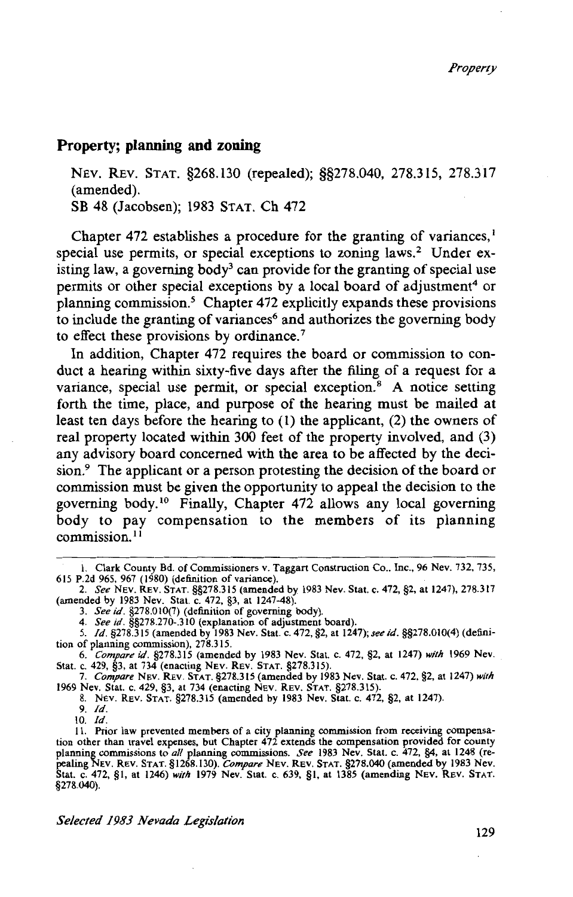## Property; planning and zoning

NEV. REV. STAT. §268.130 (repealed); §§278.040, 278.315, 278.317 (amended).
SB 48 (Jacobsen); 1983 STAT. Ch 472

Chapter 472 establishes a procedure for the granting of variances,[1] special use permits, or special exceptions to zoning laws.[2] Under existing law, a governing body[3] can provide for the granting of special use permits or other special exceptions by a local board of adjustment[4] or planning commission.[5] Chapter 472 explicitly expands these provisions to include the granting of variances[6] and authorizes the governing body to effect these provisions by ordinance.[7]

In addition, Chapter 472 requires the board or commission to conduct a hearing within sixty-five days after the filing of a request for a variance, special use permit, or special exception.[8] A notice setting forth the time, place, and purpose of the hearing must be mailed at least ten days before the hearing to (1) the applicant, (2) the owners of real property located within 300 feet of the property involved, and (3) any advisory board concerned with the area to be affected by the decision.[9] The applicant or a person protesting the decision of the board or commission must be given the opportunity to appeal the decision to the governing body.[10] Finally, Chapter 472 allows any local governing body to pay compensation to the members of its planning commission.[11]

---

1. Clark County Bd. of Commissioners v. Taggart Construction Co., Inc., 96 Nev. 732, 735, 615 P.2d 965, 967 (1980) (definition of variance).
2. *See* NEV. REV. STAT. §§278.315 (amended by 1983 Nev. Stat. c. 472, §2, at 1247), 278.317 (amended by 1983 Nev. Stat. c. 472, §3, at 1247-48).
3. *See id.* §278.010(7) (definition of governing body).
4. *See id.* §§278.270-.310 (explanation of adjustment board).
5. *Id.* §278.315 (amended by 1983 Nev. Stat. c. 472, §2, at 1247); *see id.* §§278.010(4) (definition of planning commission), 278.315.
6. *Compare id.* §278.315 (amended by 1983 Nev. Stat. c. 472, §2, at 1247) *with* 1969 Nev. Stat. c. 429, §3, at 734 (enacting NEV. REV. STAT. §278.315).
7. *Compare* NEV. REV. STAT. §278.315 (amended by 1983 Nev. Stat. c. 472, §2, at 1247) *with* 1969 Nev. Stat. c. 429, §3, at 734 (enacting NEV. REV. STAT. §278.315).
8. NEV. REV. STAT. §278.315 (amended by 1983 Nev. Stat. c. 472, §2, at 1247).
9. *Id.*
10. *Id.*
11. Prior law prevented members of a city planning commission from receiving compensation other than travel expenses, but Chapter 472 extends the compensation provided for county planning commissions to *all* planning commissions. *See* 1983 Nev. Stat. c. 472, §4, at 1248 (repealing NEV. REV. STAT. §1268.130). *Compare* NEV. REV. STAT. §278.040 (amended by 1983 Nev. Stat. c. 472, §1, at 1246) *with* 1979 Nev. Stat. c. 639, §1, at 1385 (amending NEV. REV. STAT. §278.040).